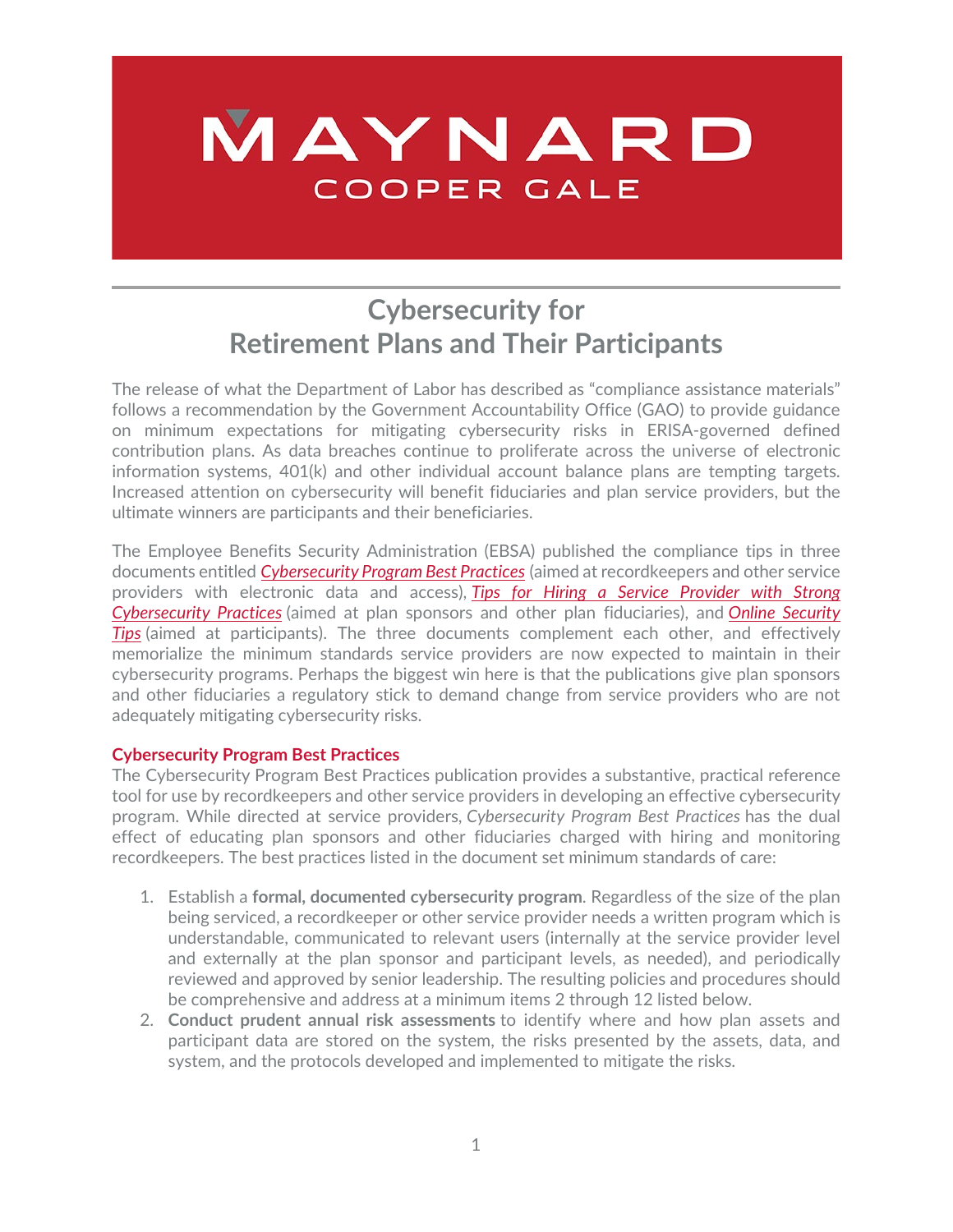MAYNARD COOPER GALE

# Cybersecurity for Retirement Plans and Their Participants

The release of what the Department of Labor has described as "compliance assistance materials" follows a recommendation by the Government Accountability Office (GAO) to provide guidance on minimum expectations for mitigating cybersecurity risks in ERISA-governed defined contribution plans. As data breaches continue to proliferate across the universe of electronic information systems, 401(k) and other individual account balance plans are tempting targets. Increased attention on cybersecurity will benefit fiduciaries and plan service providers, but the ultimate winners are participants and their beneficiaries.

The Employee Benefits Security Administration (EBSA) published the compliance tips in three documents entitled *Cybersecurity Program Best Practices* (aimed at recordkeepers and other service providers with electronic data and access), *Tips for Hiring a Service Provider with Strong Cybersecurity Practices* (aimed at plan sponsors and other plan fiduciaries), and *Online Security Tips* (aimed at participants). The three documents complement each other, and effectively memorialize the minimum standards service providers are now expected to maintain in their cybersecurity programs. Perhaps the biggest win here is that the publications give plan sponsors and other fiduciaries a regulatory stick to demand change from service providers who are not adequately mitigating cybersecurity risks.

## Cybersecurity Program Best Practices

The Cybersecurity Program Best Practices publication provides a substantive, practical reference tool for use by recordkeepers and other service providers in developing an effective cybersecurity program. While directed at service providers, *Cybersecurity Program Best Practices* has the dual effect of educating plan sponsors and other fiduciaries charged with hiring and monitoring recordkeepers. The best practices listed in the document set minimum standards of care:

1. Establish a **formal, documented cybersecurity program**. Regardless of the size of the plan being serviced, a recordkeeper or other service provider needs a written program which is understandable, communicated to relevant users (internally at the service provider level and externally at the plan sponsor and participant levels, as needed), and periodically reviewed and approved by senior leadership. The resulting policies and procedures should be comprehensive and address at a minimum items 2 through 12 listed below.
2. **Conduct prudent annual risk assessments** to identify where and how plan assets and participant data are stored on the system, the risks presented by the assets, data, and system, and the protocols developed and implemented to mitigate the risks.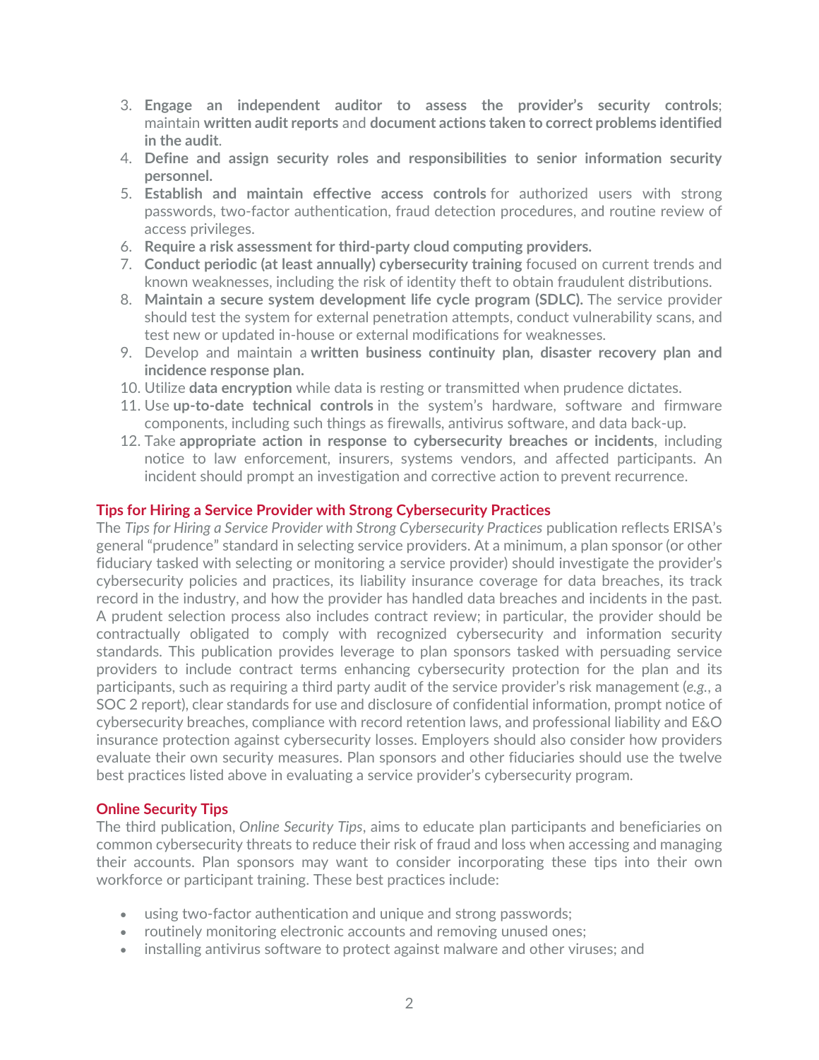3. **Engage an independent auditor to assess the provider's security controls**; maintain **written audit reports** and **document actions taken to correct problems identified in the audit**.
4. **Define and assign security roles and responsibilities to senior information security personnel.**
5. **Establish and maintain effective access controls** for authorized users with strong passwords, two-factor authentication, fraud detection procedures, and routine review of access privileges.
6. **Require a risk assessment for third-party cloud computing providers.**
7. **Conduct periodic (at least annually) cybersecurity training** focused on current trends and known weaknesses, including the risk of identity theft to obtain fraudulent distributions.
8. **Maintain a secure system development life cycle program (SDLC).** The service provider should test the system for external penetration attempts, conduct vulnerability scans, and test new or updated in-house or external modifications for weaknesses.
9. Develop and maintain a **written business continuity plan, disaster recovery plan and incidence response plan.**
10. Utilize **data encryption** while data is resting or transmitted when prudence dictates.
11. Use **up-to-date technical controls** in the system's hardware, software and firmware components, including such things as firewalls, antivirus software, and data back-up.
12. Take **appropriate action in response to cybersecurity breaches or incidents**, including notice to law enforcement, insurers, systems vendors, and affected participants. An incident should prompt an investigation and corrective action to prevent recurrence.

## Tips for Hiring a Service Provider with Strong Cybersecurity Practices

The *Tips for Hiring a Service Provider with Strong Cybersecurity Practices* publication reflects ERISA's general "prudence" standard in selecting service providers. At a minimum, a plan sponsor (or other fiduciary tasked with selecting or monitoring a service provider) should investigate the provider's cybersecurity policies and practices, its liability insurance coverage for data breaches, its track record in the industry, and how the provider has handled data breaches and incidents in the past. A prudent selection process also includes contract review; in particular, the provider should be contractually obligated to comply with recognized cybersecurity and information security standards. This publication provides leverage to plan sponsors tasked with persuading service providers to include contract terms enhancing cybersecurity protection for the plan and its participants, such as requiring a third party audit of the service provider's risk management (*e.g.*, a SOC 2 report), clear standards for use and disclosure of confidential information, prompt notice of cybersecurity breaches, compliance with record retention laws, and professional liability and E&O insurance protection against cybersecurity losses. Employers should also consider how providers evaluate their own security measures. Plan sponsors and other fiduciaries should use the twelve best practices listed above in evaluating a service provider's cybersecurity program.

## Online Security Tips

The third publication, *Online Security Tips*, aims to educate plan participants and beneficiaries on common cybersecurity threats to reduce their risk of fraud and loss when accessing and managing their accounts. Plan sponsors may want to consider incorporating these tips into their own workforce or participant training. These best practices include:

- using two-factor authentication and unique and strong passwords;
- routinely monitoring electronic accounts and removing unused ones;
- installing antivirus software to protect against malware and other viruses; and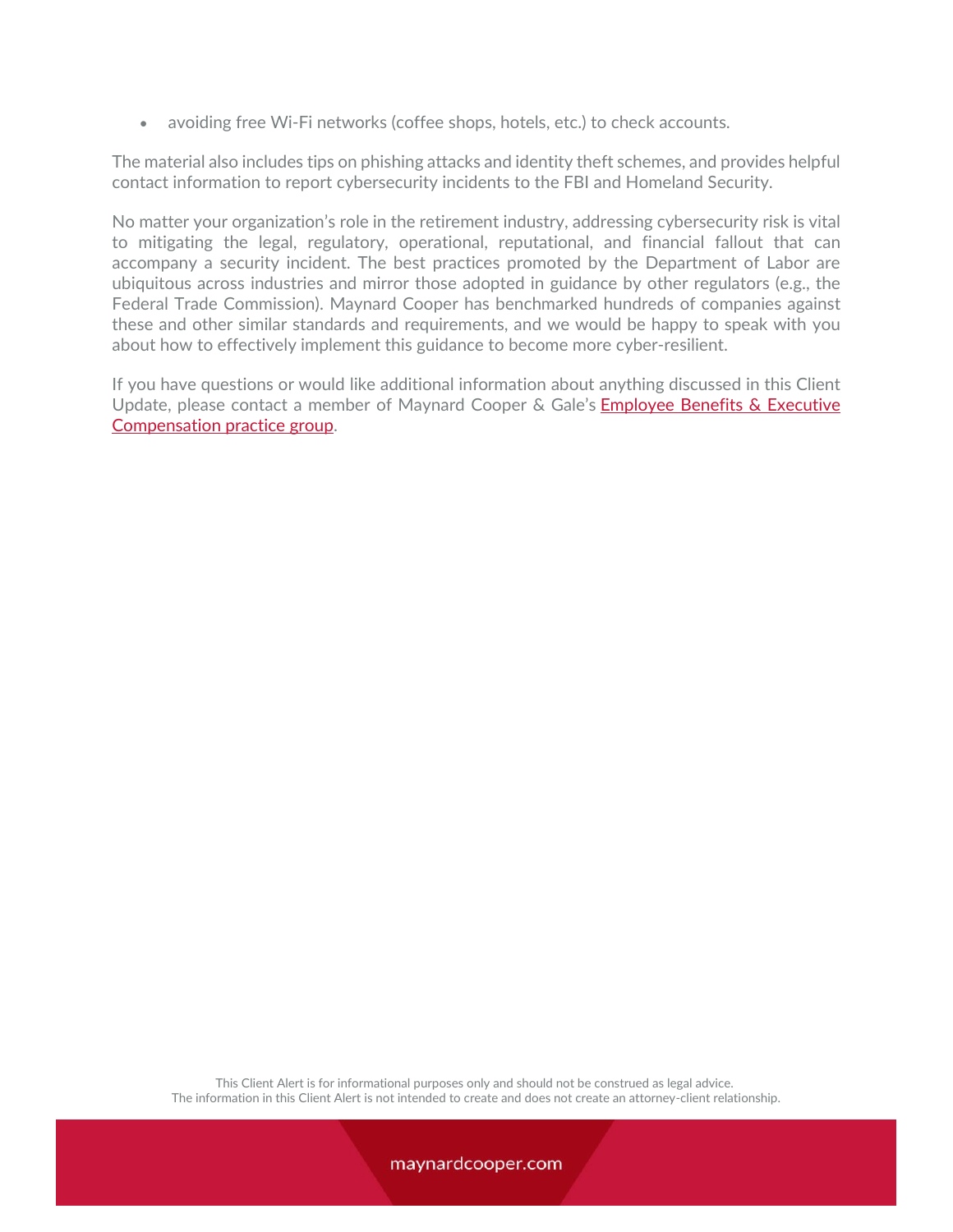- avoiding free Wi-Fi networks (coffee shops, hotels, etc.) to check accounts.

The material also includes tips on phishing attacks and identity theft schemes, and provides helpful contact information to report cybersecurity incidents to the FBI and Homeland Security.

No matter your organization's role in the retirement industry, addressing cybersecurity risk is vital to mitigating the legal, regulatory, operational, reputational, and financial fallout that can accompany a security incident. The best practices promoted by the Department of Labor are ubiquitous across industries and mirror those adopted in guidance by other regulators (e.g., the Federal Trade Commission). Maynard Cooper has benchmarked hundreds of companies against these and other similar standards and requirements, and we would be happy to speak with you about how to effectively implement this guidance to become more cyber-resilient.

If you have questions or would like additional information about anything discussed in this Client Update, please contact a member of Maynard Cooper & Gale's Employee Benefits & Executive Compensation practice group.

This Client Alert is for informational purposes only and should not be construed as legal advice.
The information in this Client Alert is not intended to create and does not create an attorney-client relationship.

maynardcooper.com